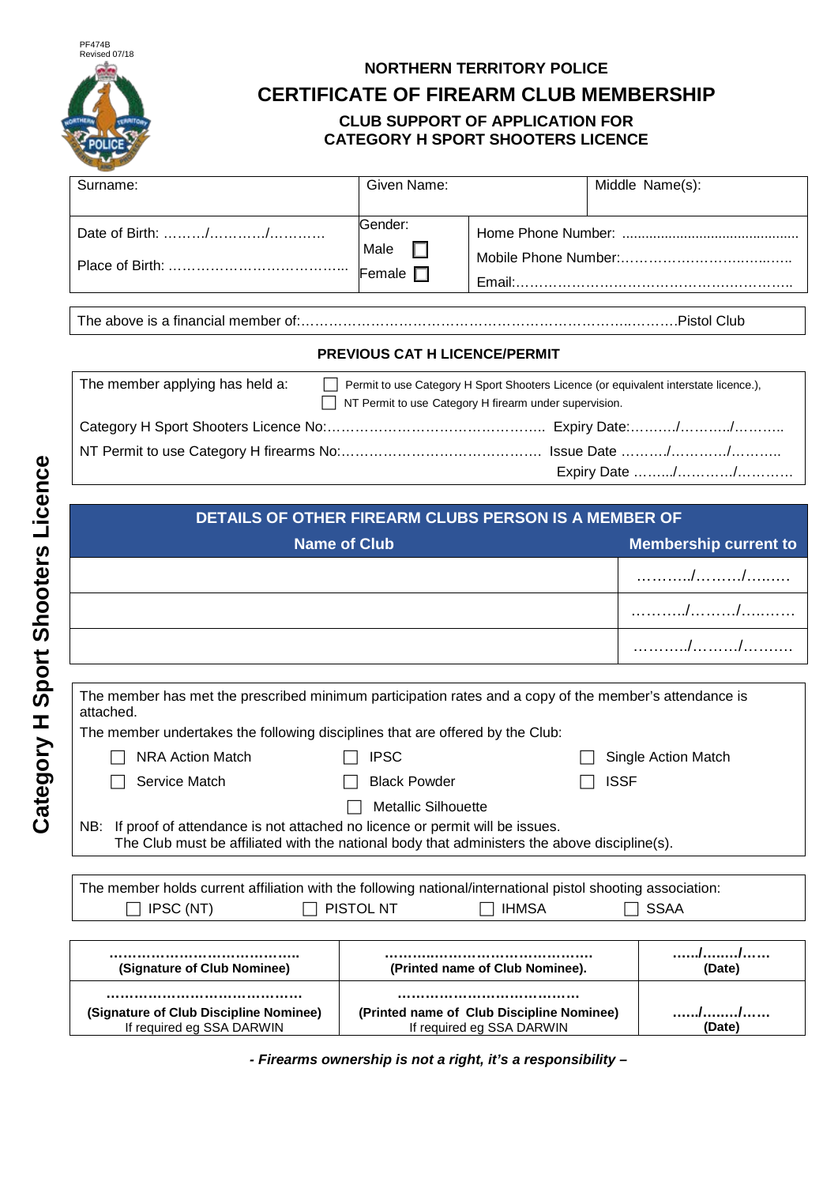PF474B
Revised 07/18

# NORTHERN TERRITORY POLICE

# CERTIFICATE OF FIREARM CLUB MEMBERSHIP

## CLUB SUPPORT OF APPLICATION FOR CATEGORY H SPORT SHOOTERS LICENCE

| Surname: | Given Name: | Middle Name(s): |
|---|---|---|
| Date of Birth: ………/…………/………… <br> Place of Birth: ………………………………… | Gender: <br> Male ☐ <br> Female ☐ | Home Phone Number: ............................................ <br> Mobile Phone Number:……………………………….. <br> Email:………………………………………………… |

The above is a financial member of:…………………………………………………………………………Pistol Club

### PREVIOUS CAT H LICENCE/PERMIT

The member applying has held a:
☐ Permit to use Category H Sport Shooters Licence (or equivalent interstate licence.),
☐ NT Permit to use Category H firearm under supervision.

Category H Sport Shooters Licence No:………………………………………… Expiry Date:………/………./………..

NT Permit to use Category H firearms No:…………………………………… Issue Date ………/…………/………..

Expiry Date ……../…………/…………

| DETAILS OF OTHER FIREARM CLUBS PERSON IS A MEMBER OF | |
|---|---|
| **Name of Club** | **Membership current to** |
| | ………./………/…..…. |
| | ………./………/…..…. |
| | ………./………/…..…. |

The member has met the prescribed minimum participation rates and a copy of the member's attendance is attached.

The member undertakes the following disciplines that are offered by the Club:

☐ NRA Action Match ☐ IPSC ☐ Single Action Match
☐ Service Match ☐ Black Powder ☐ ISSF
☐ Metallic Silhouette

NB: If proof of attendance is not attached no licence or permit will be issues.
The Club must be affiliated with the national body that administers the above discipline(s).

The member holds current affiliation with the following national/international pistol shooting association:
☐ IPSC (NT) ☐ PISTOL NT ☐ IHMSA ☐ SSAA

| …………………………………. <br> **(Signature of Club Nominee)** | ………………………………………. <br> **(Printed name of Club Nominee).** | ……/……../…… <br> **(Date)** |
|---|---|---|
| …………………………………… <br> **(Signature of Club Discipline Nominee)** <br> If required eg SSA DARWIN | ………………………………… <br> **(Printed name of Club Discipline Nominee)** <br> If required eg SSA DARWIN | ……/……../…… <br> **(Date)** |

***- Firearms ownership is not a right, it's a responsibility –***

**Category H Sport Shooters Licence**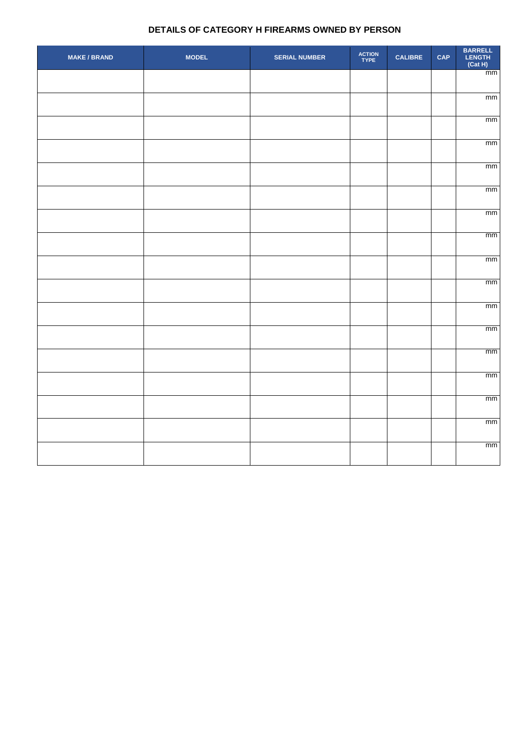**DETAILS OF CATEGORY H FIREARMS OWNED BY PERSON**

| MAKE / BRAND | MODEL | SERIAL NUMBER | ACTION TYPE | CALIBRE | CAP | BARRELL LENGTH (Cat H) |
|---|---|---|---|---|---|---|
| | | | | | | mm |
| | | | | | | mm |
| | | | | | | mm |
| | | | | | | mm |
| | | | | | | mm |
| | | | | | | mm |
| | | | | | | mm |
| | | | | | | mm |
| | | | | | | mm |
| | | | | | | mm |
| | | | | | | mm |
| | | | | | | mm |
| | | | | | | mm |
| | | | | | | mm |
| | | | | | | mm |
| | | | | | | mm |
| | | | | | | mm |